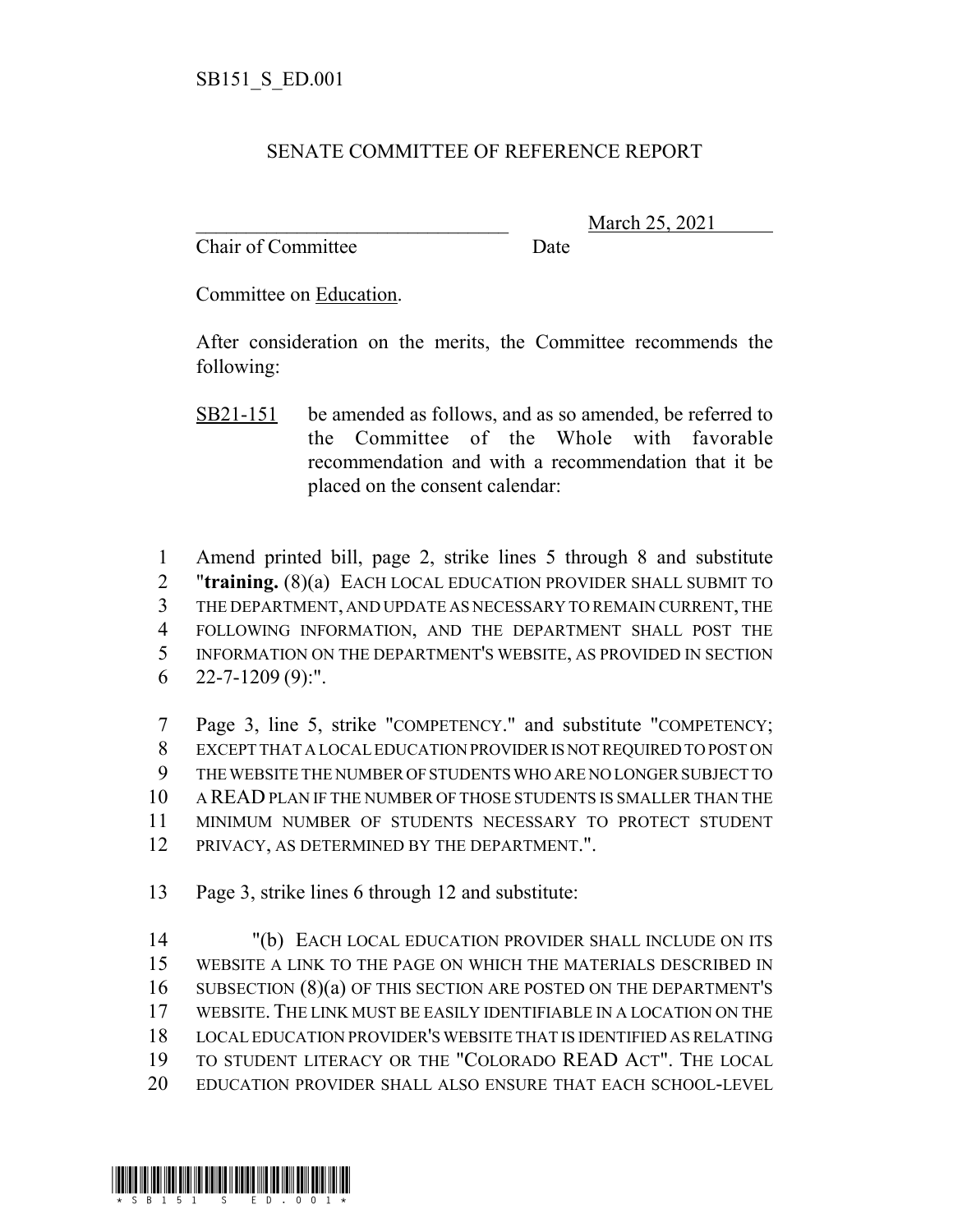SB151_S_ED.001

SENATE COMMITTEE OF REFERENCE REPORT

________________________________ March 25, 2021
Chair of Committee Date

Committee on Education.

After consideration on the merits, the Committee recommends the following:

SB21-151 be amended as follows, and as so amended, be referred to the Committee of the Whole with favorable recommendation and with a recommendation that it be placed on the consent calendar:

1 Amend printed bill, page 2, strike lines 5 through 8 and substitute
2 "**training.** (8)(a) EACH LOCAL EDUCATION PROVIDER SHALL SUBMIT TO
3 THE DEPARTMENT, AND UPDATE AS NECESSARY TO REMAIN CURRENT, THE
4 FOLLOWING INFORMATION, AND THE DEPARTMENT SHALL POST THE
5 INFORMATION ON THE DEPARTMENT'S WEBSITE, AS PROVIDED IN SECTION
6 22-7-1209 (9):".

7 Page 3, line 5, strike "COMPETENCY." and substitute "COMPETENCY;
8 EXCEPT THAT A LOCAL EDUCATION PROVIDER IS NOT REQUIRED TO POST ON
9 THE WEBSITE THE NUMBER OF STUDENTS WHO ARE NO LONGER SUBJECT TO
10 A READ PLAN IF THE NUMBER OF THOSE STUDENTS IS SMALLER THAN THE
11 MINIMUM NUMBER OF STUDENTS NECESSARY TO PROTECT STUDENT
12 PRIVACY, AS DETERMINED BY THE DEPARTMENT.".

13 Page 3, strike lines 6 through 12 and substitute:

14 "(b) EACH LOCAL EDUCATION PROVIDER SHALL INCLUDE ON ITS
15 WEBSITE A LINK TO THE PAGE ON WHICH THE MATERIALS DESCRIBED IN
16 SUBSECTION (8)(a) OF THIS SECTION ARE POSTED ON THE DEPARTMENT'S
17 WEBSITE. THE LINK MUST BE EASILY IDENTIFIABLE IN A LOCATION ON THE
18 LOCAL EDUCATION PROVIDER'S WEBSITE THAT IS IDENTIFIED AS RELATING
19 TO STUDENT LITERACY OR THE "COLORADO READ ACT". THE LOCAL
20 EDUCATION PROVIDER SHALL ALSO ENSURE THAT EACH SCHOOL-LEVEL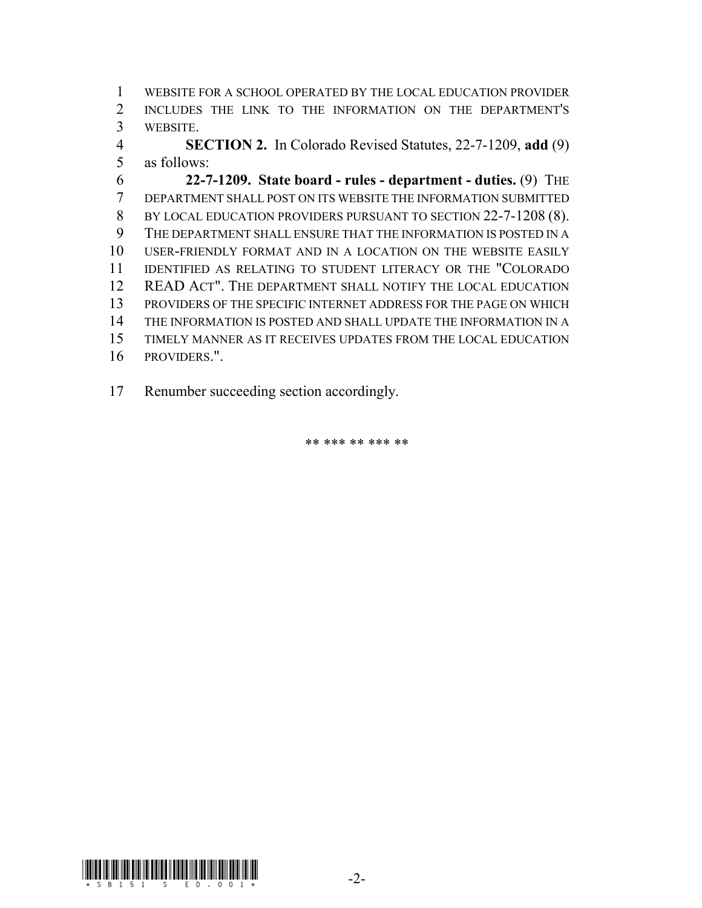WEBSITE FOR A SCHOOL OPERATED BY THE LOCAL EDUCATION PROVIDER INCLUDES THE LINK TO THE INFORMATION ON THE DEPARTMENT'S WEBSITE.

**SECTION 2.** In Colorado Revised Statutes, 22-7-1209, **add** (9) as follows:

**22-7-1209. State board - rules - department - duties.** (9) THE DEPARTMENT SHALL POST ON ITS WEBSITE THE INFORMATION SUBMITTED BY LOCAL EDUCATION PROVIDERS PURSUANT TO SECTION 22-7-1208 (8). THE DEPARTMENT SHALL ENSURE THAT THE INFORMATION IS POSTED IN A USER-FRIENDLY FORMAT AND IN A LOCATION ON THE WEBSITE EASILY IDENTIFIED AS RELATING TO STUDENT LITERACY OR THE "COLORADO READ ACT". THE DEPARTMENT SHALL NOTIFY THE LOCAL EDUCATION PROVIDERS OF THE SPECIFIC INTERNET ADDRESS FOR THE PAGE ON WHICH THE INFORMATION IS POSTED AND SHALL UPDATE THE INFORMATION IN A TIMELY MANNER AS IT RECEIVES UPDATES FROM THE LOCAL EDUCATION PROVIDERS.".

Renumber succeeding section accordingly.

** *** ** *** **